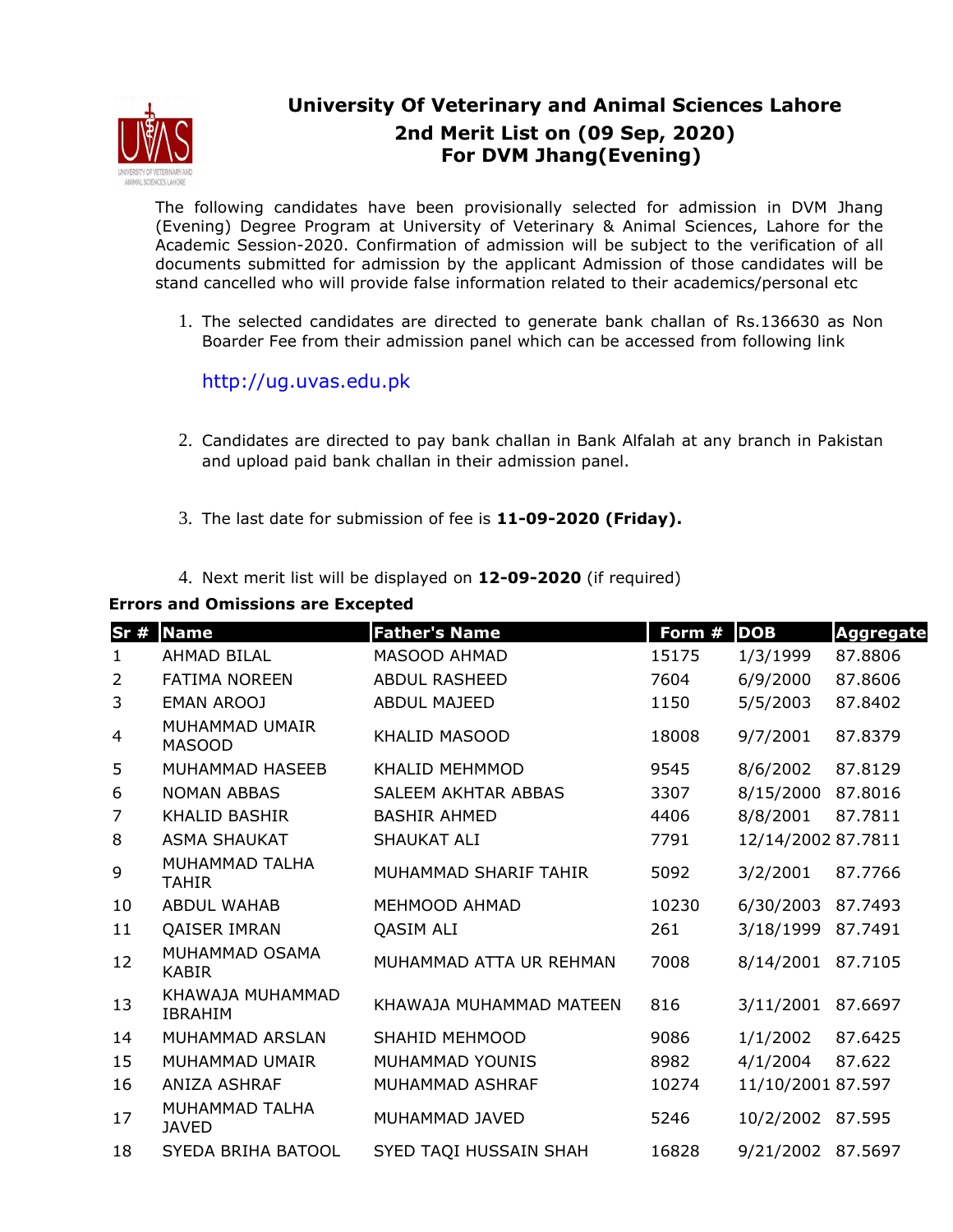# University Of Veterinary and Animal Sciences Lahore
## 2nd Merit List on (09 Sep, 2020)
## For DVM Jhang(Evening)

The following candidates have been provisionally selected for admission in DVM Jhang (Evening) Degree Program at University of Veterinary & Animal Sciences, Lahore for the Academic Session-2020. Confirmation of admission will be subject to the verification of all documents submitted for admission by the applicant Admission of those candidates will be stand cancelled who will provide false information related to their academics/personal etc

1. The selected candidates are directed to generate bank challan of Rs.136630 as Non Boarder Fee from their admission panel which can be accessed from following link

   http://ug.uvas.edu.pk

2. Candidates are directed to pay bank challan in Bank Alfalah at any branch in Pakistan and upload paid bank challan in their admission panel.

3. The last date for submission of fee is **11-09-2020 (Friday).**

4. Next merit list will be displayed on **12-09-2020** (if required)

**Errors and Omissions are Excepted**

| Sr # | Name | Father's Name | Form # | DOB | Aggregate |
|---|---|---|---|---|---|
| 1 | AHMAD BILAL | MASOOD AHMAD | 15175 | 1/3/1999 | 87.8806 |
| 2 | FATIMA NOREEN | ABDUL RASHEED | 7604 | 6/9/2000 | 87.8606 |
| 3 | EMAN AROOJ | ABDUL MAJEED | 1150 | 5/5/2003 | 87.8402 |
| 4 | MUHAMMAD UMAIR MASOOD | KHALID MASOOD | 18008 | 9/7/2001 | 87.8379 |
| 5 | MUHAMMAD HASEEB | KHALID MEHMMOD | 9545 | 8/6/2002 | 87.8129 |
| 6 | NOMAN ABBAS | SALEEM AKHTAR ABBAS | 3307 | 8/15/2000 | 87.8016 |
| 7 | KHALID BASHIR | BASHIR AHMED | 4406 | 8/8/2001 | 87.7811 |
| 8 | ASMA SHAUKAT | SHAUKAT ALI | 7791 | 12/14/2002 | 87.7811 |
| 9 | MUHAMMAD TALHA TAHIR | MUHAMMAD SHARIF TAHIR | 5092 | 3/2/2001 | 87.7766 |
| 10 | ABDUL WAHAB | MEHMOOD AHMAD | 10230 | 6/30/2003 | 87.7493 |
| 11 | QAISER IMRAN | QASIM ALI | 261 | 3/18/1999 | 87.7491 |
| 12 | MUHAMMAD OSAMA KABIR | MUHAMMAD ATTA UR REHMAN | 7008 | 8/14/2001 | 87.7105 |
| 13 | KHAWAJA MUHAMMAD IBRAHIM | KHAWAJA MUHAMMAD MATEEN | 816 | 3/11/2001 | 87.6697 |
| 14 | MUHAMMAD ARSLAN | SHAHID MEHMOOD | 9086 | 1/1/2002 | 87.6425 |
| 15 | MUHAMMAD UMAIR | MUHAMMAD YOUNIS | 8982 | 4/1/2004 | 87.622 |
| 16 | ANIZA ASHRAF | MUHAMMAD ASHRAF | 10274 | 11/10/2001 | 87.597 |
| 17 | MUHAMMAD TALHA JAVED | MUHAMMAD JAVED | 5246 | 10/2/2002 | 87.595 |
| 18 | SYEDA BRIHA BATOOL | SYED TAQI HUSSAIN SHAH | 16828 | 9/21/2002 | 87.5697 |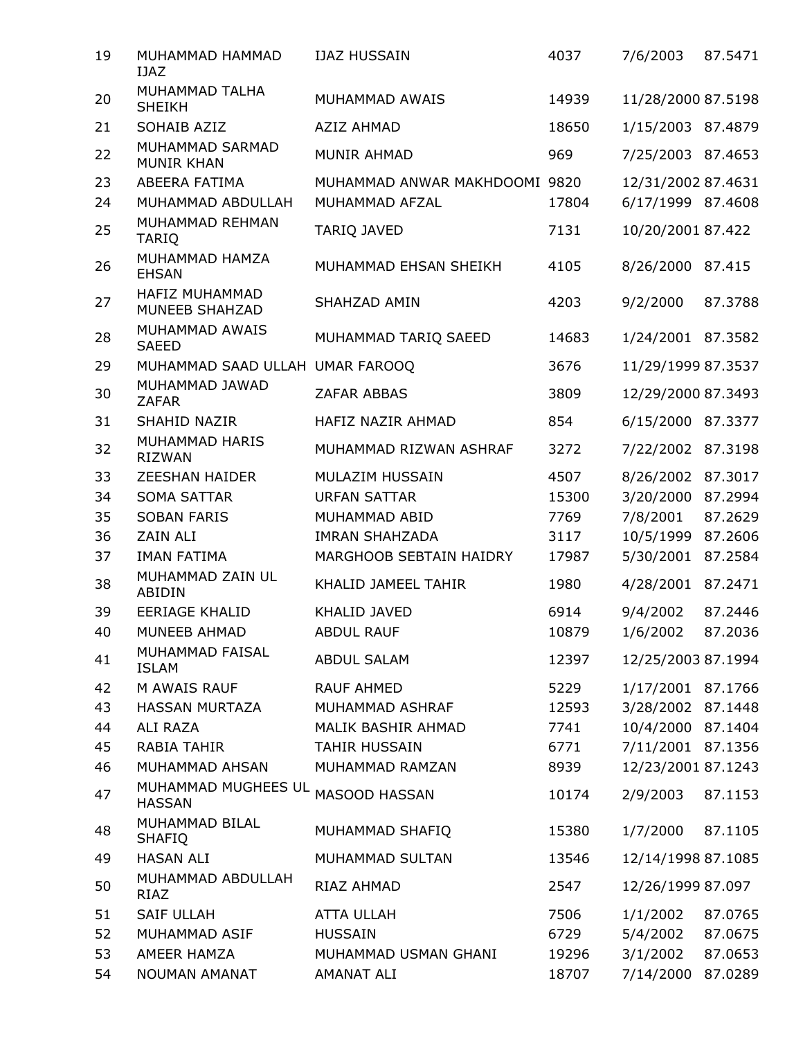| | | | | | |
|---|---|---|---|---|---|
| 19 | MUHAMMAD HAMMAD IJAZ | IJAZ HUSSAIN | 4037 | 7/6/2003 | 87.5471 |
| 20 | MUHAMMAD TALHA SHEIKH | MUHAMMAD AWAIS | 14939 | 11/28/2000 | 87.5198 |
| 21 | SOHAIB AZIZ | AZIZ AHMAD | 18650 | 1/15/2003 | 87.4879 |
| 22 | MUHAMMAD SARMAD MUNIR KHAN | MUNIR AHMAD | 969 | 7/25/2003 | 87.4653 |
| 23 | ABEERA FATIMA | MUHAMMAD ANWAR MAKHDOOMI | 9820 | 12/31/2002 | 87.4631 |
| 24 | MUHAMMAD ABDULLAH | MUHAMMAD AFZAL | 17804 | 6/17/1999 | 87.4608 |
| 25 | MUHAMMAD REHMAN TARIQ | TARIQ JAVED | 7131 | 10/20/2001 | 87.422 |
| 26 | MUHAMMAD HAMZA EHSAN | MUHAMMAD EHSAN SHEIKH | 4105 | 8/26/2000 | 87.415 |
| 27 | HAFIZ MUHAMMAD MUNEEB SHAHZAD | SHAHZAD AMIN | 4203 | 9/2/2000 | 87.3788 |
| 28 | MUHAMMAD AWAIS SAEED | MUHAMMAD TARIQ SAEED | 14683 | 1/24/2001 | 87.3582 |
| 29 | MUHAMMAD SAAD ULLAH | UMAR FAROOQ | 3676 | 11/29/1999 | 87.3537 |
| 30 | MUHAMMAD JAWAD ZAFAR | ZAFAR ABBAS | 3809 | 12/29/2000 | 87.3493 |
| 31 | SHAHID NAZIR | HAFIZ NAZIR AHMAD | 854 | 6/15/2000 | 87.3377 |
| 32 | MUHAMMAD HARIS RIZWAN | MUHAMMAD RIZWAN ASHRAF | 3272 | 7/22/2002 | 87.3198 |
| 33 | ZEESHAN HAIDER | MULAZIM HUSSAIN | 4507 | 8/26/2002 | 87.3017 |
| 34 | SOMA SATTAR | URFAN SATTAR | 15300 | 3/20/2000 | 87.2994 |
| 35 | SOBAN FARIS | MUHAMMAD ABID | 7769 | 7/8/2001 | 87.2629 |
| 36 | ZAIN ALI | IMRAN SHAHZADA | 3117 | 10/5/1999 | 87.2606 |
| 37 | IMAN FATIMA | MARGHOOB SEBTAIN HAIDRY | 17987 | 5/30/2001 | 87.2584 |
| 38 | MUHAMMAD ZAIN UL ABIDIN | KHALID JAMEEL TAHIR | 1980 | 4/28/2001 | 87.2471 |
| 39 | EERIAGE KHALID | KHALID JAVED | 6914 | 9/4/2002 | 87.2446 |
| 40 | MUNEEB AHMAD | ABDUL RAUF | 10879 | 1/6/2002 | 87.2036 |
| 41 | MUHAMMAD FAISAL ISLAM | ABDUL SALAM | 12397 | 12/25/2003 | 87.1994 |
| 42 | M AWAIS RAUF | RAUF AHMED | 5229 | 1/17/2001 | 87.1766 |
| 43 | HASSAN MURTAZA | MUHAMMAD ASHRAF | 12593 | 3/28/2002 | 87.1448 |
| 44 | ALI RAZA | MALIK BASHIR AHMAD | 7741 | 10/4/2000 | 87.1404 |
| 45 | RABIA TAHIR | TAHIR HUSSAIN | 6771 | 7/11/2001 | 87.1356 |
| 46 | MUHAMMAD AHSAN | MUHAMMAD RAMZAN | 8939 | 12/23/2001 | 87.1243 |
| 47 | MUHAMMAD MUGHEES UL HASSAN | MASOOD HASSAN | 10174 | 2/9/2003 | 87.1153 |
| 48 | MUHAMMAD BILAL SHAFIQ | MUHAMMAD SHAFIQ | 15380 | 1/7/2000 | 87.1105 |
| 49 | HASAN ALI | MUHAMMAD SULTAN | 13546 | 12/14/1998 | 87.1085 |
| 50 | MUHAMMAD ABDULLAH RIAZ | RIAZ AHMAD | 2547 | 12/26/1999 | 87.097 |
| 51 | SAIF ULLAH | ATTA ULLAH | 7506 | 1/1/2002 | 87.0765 |
| 52 | MUHAMMAD ASIF | HUSSAIN | 6729 | 5/4/2002 | 87.0675 |
| 53 | AMEER HAMZA | MUHAMMAD USMAN GHANI | 19296 | 3/1/2002 | 87.0653 |
| 54 | NOUMAN AMANAT | AMANAT ALI | 18707 | 7/14/2000 | 87.0289 |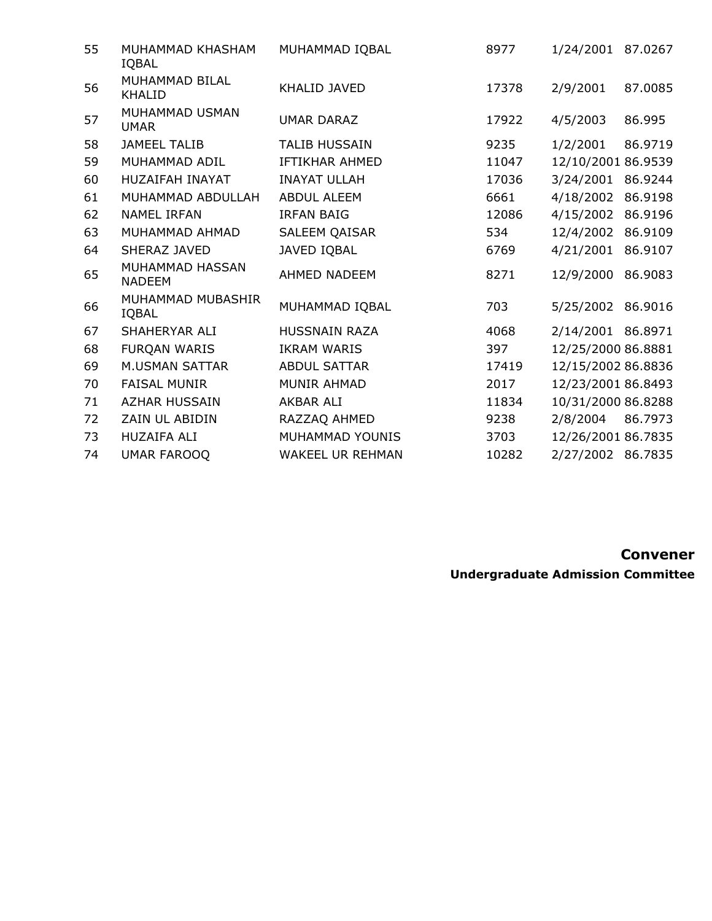| | | | | | |
|---|---|---|---|---|---|
| 55 | MUHAMMAD KHASHAM IQBAL | MUHAMMAD IQBAL | 8977 | 1/24/2001 | 87.0267 |
| 56 | MUHAMMAD BILAL KHALID | KHALID JAVED | 17378 | 2/9/2001 | 87.0085 |
| 57 | MUHAMMAD USMAN UMAR | UMAR DARAZ | 17922 | 4/5/2003 | 86.995 |
| 58 | JAMEEL TALIB | TALIB HUSSAIN | 9235 | 1/2/2001 | 86.9719 |
| 59 | MUHAMMAD ADIL | IFTIKHAR AHMED | 11047 | 12/10/2001 | 86.9539 |
| 60 | HUZAIFAH INAYAT | INAYAT ULLAH | 17036 | 3/24/2001 | 86.9244 |
| 61 | MUHAMMAD ABDULLAH | ABDUL ALEEM | 6661 | 4/18/2002 | 86.9198 |
| 62 | NAMEL IRFAN | IRFAN BAIG | 12086 | 4/15/2002 | 86.9196 |
| 63 | MUHAMMAD AHMAD | SALEEM QAISAR | 534 | 12/4/2002 | 86.9109 |
| 64 | SHERAZ JAVED | JAVED IQBAL | 6769 | 4/21/2001 | 86.9107 |
| 65 | MUHAMMAD HASSAN NADEEM | AHMED NADEEM | 8271 | 12/9/2000 | 86.9083 |
| 66 | MUHAMMAD MUBASHIR IQBAL | MUHAMMAD IQBAL | 703 | 5/25/2002 | 86.9016 |
| 67 | SHAHERYAR ALI | HUSSNAIN RAZA | 4068 | 2/14/2001 | 86.8971 |
| 68 | FURQAN WARIS | IKRAM WARIS | 397 | 12/25/2000 | 86.8881 |
| 69 | M.USMAN SATTAR | ABDUL SATTAR | 17419 | 12/15/2002 | 86.8836 |
| 70 | FAISAL MUNIR | MUNIR AHMAD | 2017 | 12/23/2001 | 86.8493 |
| 71 | AZHAR HUSSAIN | AKBAR ALI | 11834 | 10/31/2000 | 86.8288 |
| 72 | ZAIN UL ABIDIN | RAZZAQ AHMED | 9238 | 2/8/2004 | 86.7973 |
| 73 | HUZAIFA ALI | MUHAMMAD YOUNIS | 3703 | 12/26/2001 | 86.7835 |
| 74 | UMAR FAROOQ | WAKEEL UR REHMAN | 10282 | 2/27/2002 | 86.7835 |

**Convener**

**Undergraduate Admission Committee**